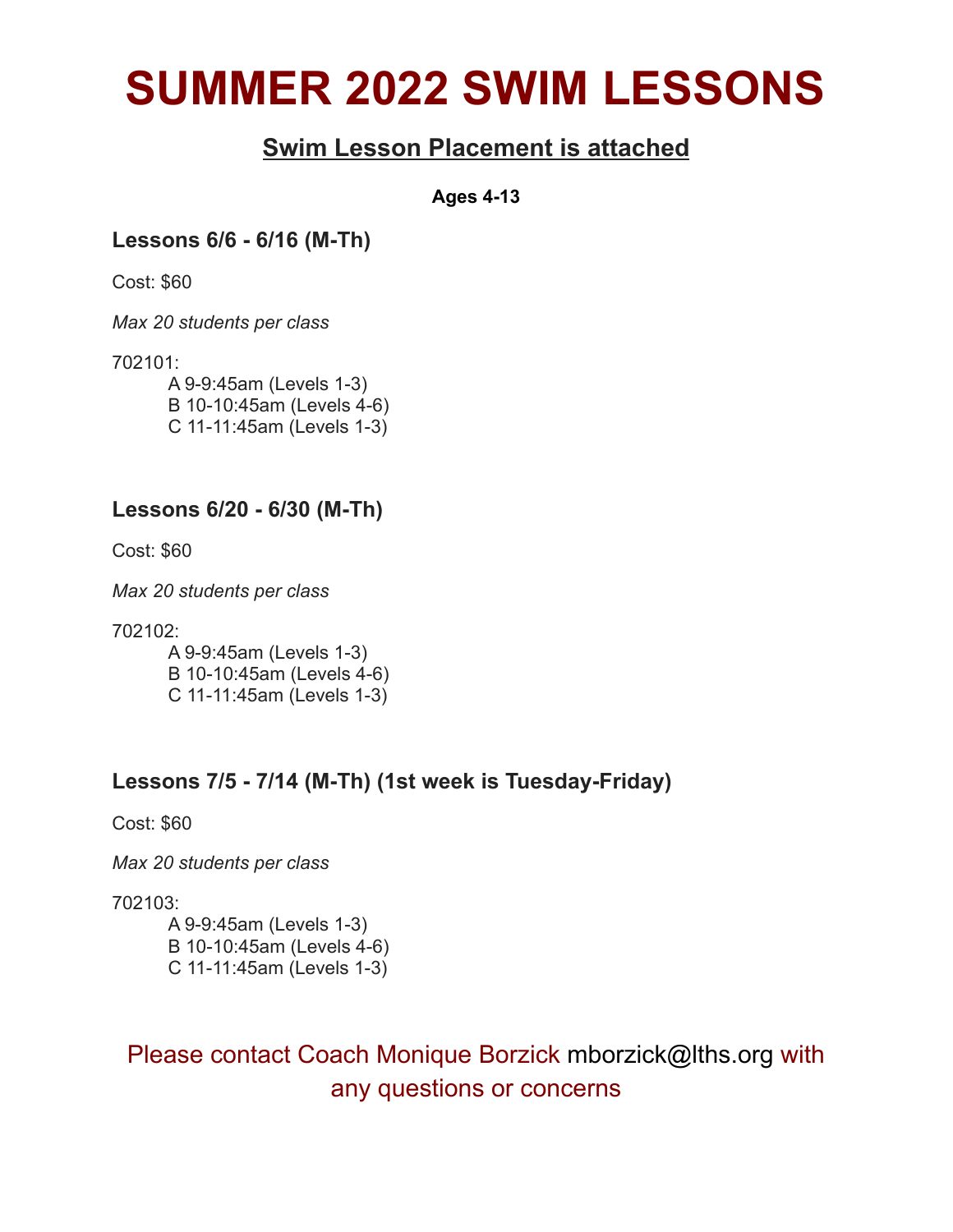# SUMMER 2022 SWIM LESSONS

## Swim Lesson Placement is attached

**Ages 4-13**

### Lessons 6/6 - 6/16 (M-Th)

Cost: $60

*Max 20 students per class*

702101:
- A 9-9:45am (Levels 1-3)
- B 10-10:45am (Levels 4-6)
- C 11-11:45am (Levels 1-3)

### Lessons 6/20 - 6/30 (M-Th)

Cost: $60

*Max 20 students per class*

702102:
- A 9-9:45am (Levels 1-3)
- B 10-10:45am (Levels 4-6)
- C 11-11:45am (Levels 1-3)

### Lessons 7/5 - 7/14 (M-Th) (1st week is Tuesday-Friday)

Cost: $60

*Max 20 students per class*

702103:
- A 9-9:45am (Levels 1-3)
- B 10-10:45am (Levels 4-6)
- C 11-11:45am (Levels 1-3)

Please contact Coach Monique Borzick mborzick@lths.org with any questions or concerns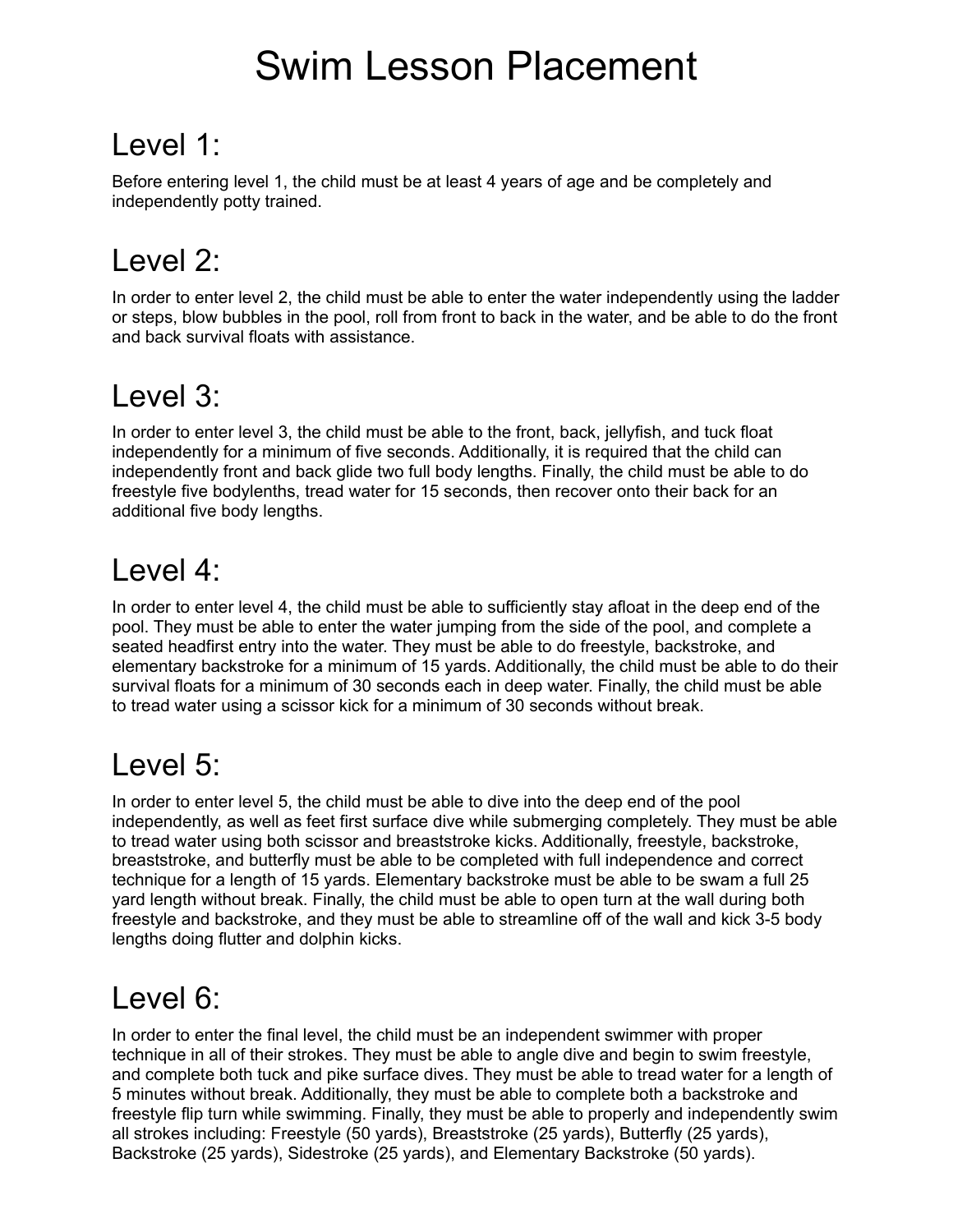# Swim Lesson Placement

## Level 1:

Before entering level 1, the child must be at least 4 years of age and be completely and independently potty trained.

## Level 2:

In order to enter level 2, the child must be able to enter the water independently using the ladder or steps, blow bubbles in the pool, roll from front to back in the water, and be able to do the front and back survival floats with assistance.

## Level 3:

In order to enter level 3, the child must be able to the front, back, jellyfish, and tuck float independently for a minimum of five seconds. Additionally, it is required that the child can independently front and back glide two full body lengths. Finally, the child must be able to do freestyle five bodylenths, tread water for 15 seconds, then recover onto their back for an additional five body lengths.

## Level 4:

In order to enter level 4, the child must be able to sufficiently stay afloat in the deep end of the pool. They must be able to enter the water jumping from the side of the pool, and complete a seated headfirst entry into the water. They must be able to do freestyle, backstroke, and elementary backstroke for a minimum of 15 yards. Additionally, the child must be able to do their survival floats for a minimum of 30 seconds each in deep water. Finally, the child must be able to tread water using a scissor kick for a minimum of 30 seconds without break.

## Level 5:

In order to enter level 5, the child must be able to dive into the deep end of the pool independently, as well as feet first surface dive while submerging completely. They must be able to tread water using both scissor and breaststroke kicks. Additionally, freestyle, backstroke, breaststroke, and butterfly must be able to be completed with full independence and correct technique for a length of 15 yards. Elementary backstroke must be able to be swam a full 25 yard length without break. Finally, the child must be able to open turn at the wall during both freestyle and backstroke, and they must be able to streamline off of the wall and kick 3-5 body lengths doing flutter and dolphin kicks.

## Level 6:

In order to enter the final level, the child must be an independent swimmer with proper technique in all of their strokes. They must be able to angle dive and begin to swim freestyle, and complete both tuck and pike surface dives. They must be able to tread water for a length of 5 minutes without break. Additionally, they must be able to complete both a backstroke and freestyle flip turn while swimming. Finally, they must be able to properly and independently swim all strokes including: Freestyle (50 yards), Breaststroke (25 yards), Butterfly (25 yards), Backstroke (25 yards), Sidestroke (25 yards), and Elementary Backstroke (50 yards).